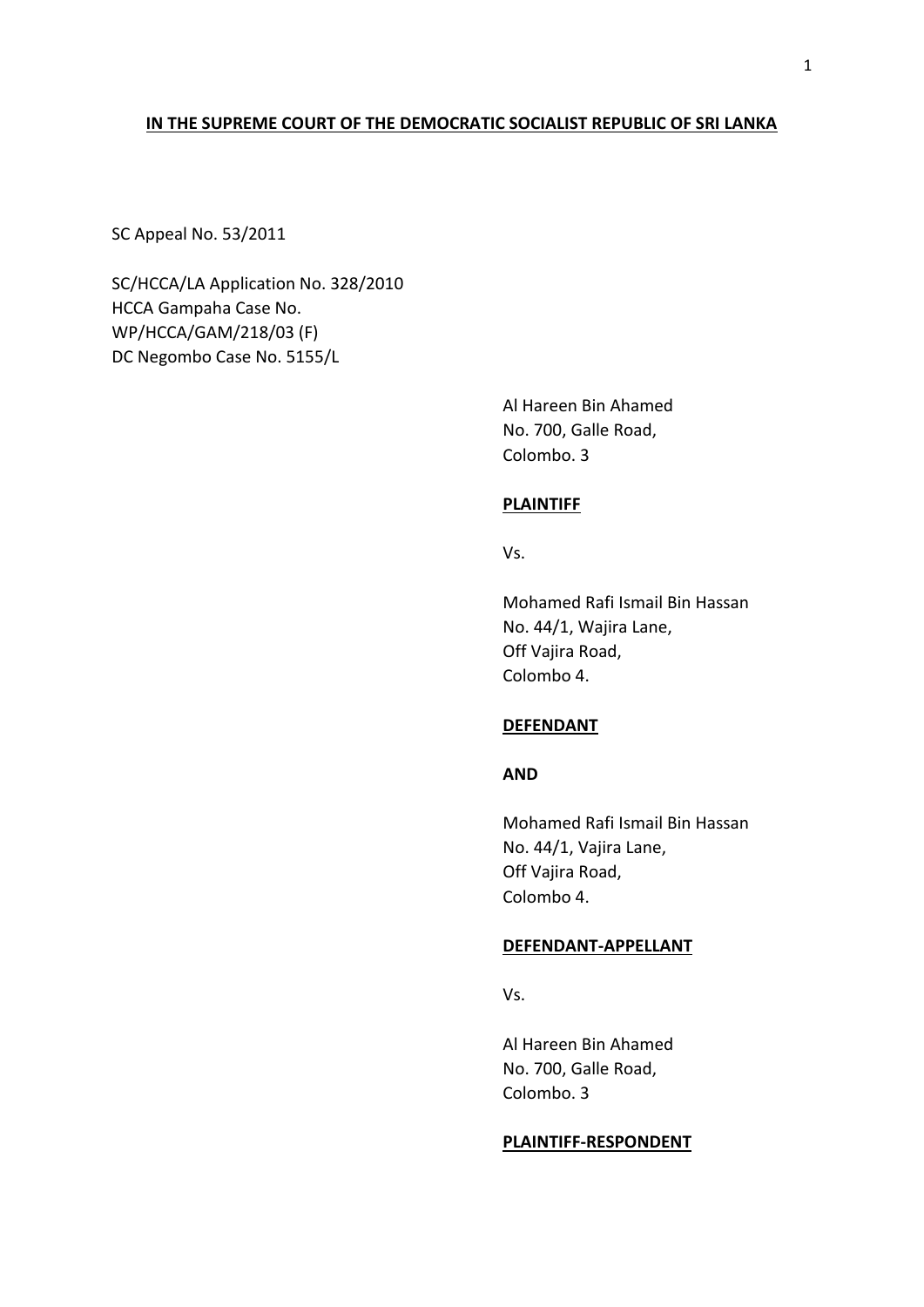**IN THE SUPREME COURT OF THE DEMOCRATIC SOCIALIST REPUBLIC OF SRI LANKA**

SC Appeal No. 53/2011

SC/HCCA/LA Application No. 328/2010
HCCA Gampaha Case No.
WP/HCCA/GAM/218/03 (F)
DC Negombo Case No. 5155/L

Al Hareen Bin Ahamed
No. 700, Galle Road,
Colombo. 3

**PLAINTIFF**

Vs.

Mohamed Rafi Ismail Bin Hassan
No. 44/1, Wajira Lane,
Off Vajira Road,
Colombo 4.

**DEFENDANT**

**AND**

Mohamed Rafi Ismail Bin Hassan
No. 44/1, Vajira Lane,
Off Vajira Road,
Colombo 4.

**DEFENDANT-APPELLANT**

Vs.

Al Hareen Bin Ahamed
No. 700, Galle Road,
Colombo. 3

**PLAINTIFF-RESPONDENT**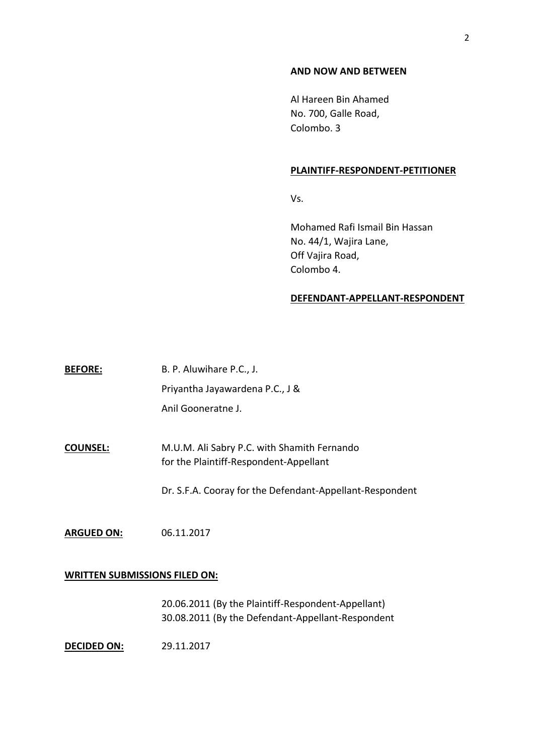**AND NOW AND BETWEEN**

Al Hareen Bin Ahamed
No. 700, Galle Road,
Colombo. 3

**PLAINTIFF-RESPONDENT-PETITIONER**

Vs.

Mohamed Rafi Ismail Bin Hassan
No. 44/1, Wajira Lane,
Off Vajira Road,
Colombo 4.

**DEFENDANT-APPELLANT-RESPONDENT**

**BEFORE:** B. P. Aluwihare P.C., J.
Priyantha Jayawardena P.C., J &
Anil Gooneratne J.

**COUNSEL:** M.U.M. Ali Sabry P.C. with Shamith Fernando for the Plaintiff-Respondent-Appellant

Dr. S.F.A. Cooray for the Defendant-Appellant-Respondent

**ARGUED ON:** 06.11.2017

**WRITTEN SUBMISSIONS FILED ON:**

20.06.2011 (By the Plaintiff-Respondent-Appellant)
30.08.2011 (By the Defendant-Appellant-Respondent

**DECIDED ON:** 29.11.2017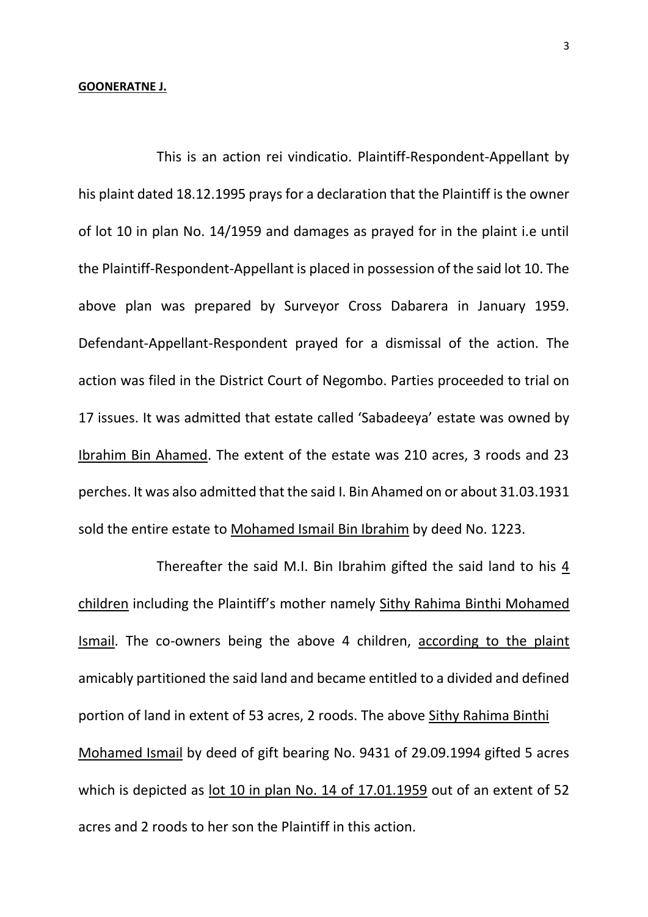**GOONERATNE J.**

This is an action rei vindicatio. Plaintiff-Respondent-Appellant by his plaint dated 18.12.1995 prays for a declaration that the Plaintiff is the owner of lot 10 in plan No. 14/1959 and damages as prayed for in the plaint i.e until the Plaintiff-Respondent-Appellant is placed in possession of the said lot 10. The above plan was prepared by Surveyor Cross Dabarera in January 1959. Defendant-Appellant-Respondent prayed for a dismissal of the action. The action was filed in the District Court of Negombo. Parties proceeded to trial on 17 issues. It was admitted that estate called 'Sabadeeya' estate was owned by Ibrahim Bin Ahamed. The extent of the estate was 210 acres, 3 roods and 23 perches. It was also admitted that the said I. Bin Ahamed on or about 31.03.1931 sold the entire estate to Mohamed Ismail Bin Ibrahim by deed No. 1223.

Thereafter the said M.I. Bin Ibrahim gifted the said land to his 4 children including the Plaintiff's mother namely Sithy Rahima Binthi Mohamed Ismail. The co-owners being the above 4 children, according to the plaint amicably partitioned the said land and became entitled to a divided and defined portion of land in extent of 53 acres, 2 roods. The above Sithy Rahima Binthi Mohamed Ismail by deed of gift bearing No. 9431 of 29.09.1994 gifted 5 acres which is depicted as lot 10 in plan No. 14 of 17.01.1959 out of an extent of 52 acres and 2 roods to her son the Plaintiff in this action.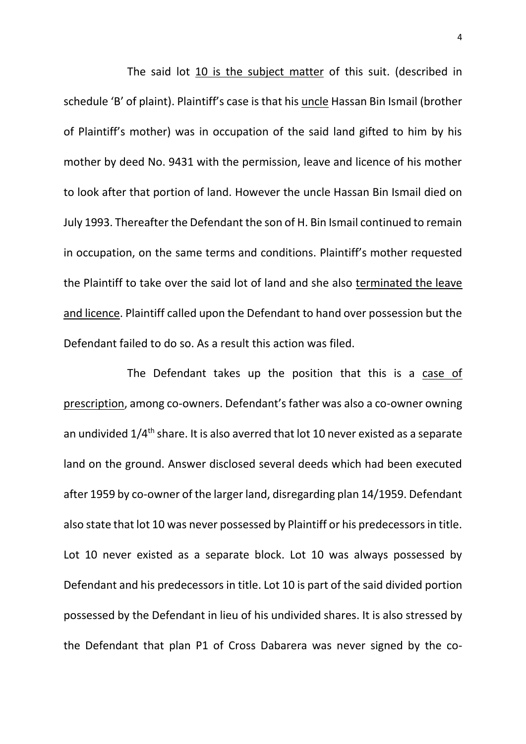The said lot 10 is the subject matter of this suit. (described in schedule 'B' of plaint). Plaintiff's case is that his uncle Hassan Bin Ismail (brother of Plaintiff's mother) was in occupation of the said land gifted to him by his mother by deed No. 9431 with the permission, leave and licence of his mother to look after that portion of land. However the uncle Hassan Bin Ismail died on July 1993. Thereafter the Defendant the son of H. Bin Ismail continued to remain in occupation, on the same terms and conditions. Plaintiff's mother requested the Plaintiff to take over the said lot of land and she also terminated the leave and licence. Plaintiff called upon the Defendant to hand over possession but the Defendant failed to do so. As a result this action was filed.

The Defendant takes up the position that this is a case of prescription, among co-owners. Defendant's father was also a co-owner owning an undivided 1/4th share. It is also averred that lot 10 never existed as a separate land on the ground. Answer disclosed several deeds which had been executed after 1959 by co-owner of the larger land, disregarding plan 14/1959. Defendant also state that lot 10 was never possessed by Plaintiff or his predecessors in title. Lot 10 never existed as a separate block. Lot 10 was always possessed by Defendant and his predecessors in title. Lot 10 is part of the said divided portion possessed by the Defendant in lieu of his undivided shares. It is also stressed by the Defendant that plan P1 of Cross Dabarera was never signed by the co-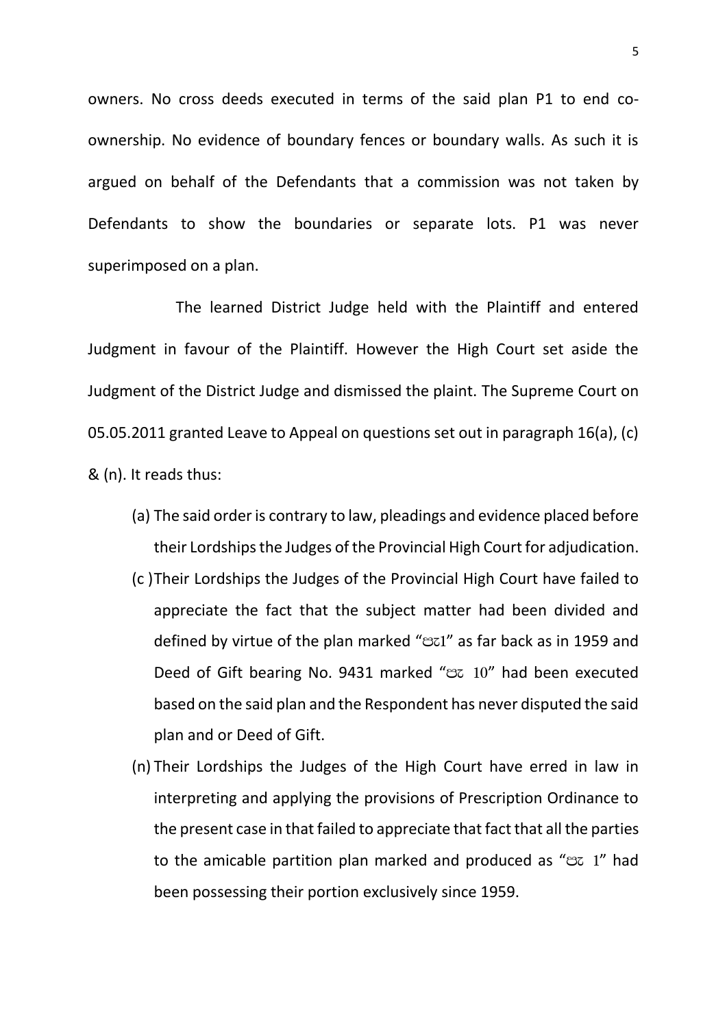owners. No cross deeds executed in terms of the said plan P1 to end co-ownership. No evidence of boundary fences or boundary walls. As such it is argued on behalf of the Defendants that a commission was not taken by Defendants to show the boundaries or separate lots. P1 was never superimposed on a plan.

The learned District Judge held with the Plaintiff and entered Judgment in favour of the Plaintiff. However the High Court set aside the Judgment of the District Judge and dismissed the plaint. The Supreme Court on 05.05.2011 granted Leave to Appeal on questions set out in paragraph 16(a), (c) & (n). It reads thus:

(a) The said order is contrary to law, pleadings and evidence placed before their Lordships the Judges of the Provincial High Court for adjudication.

(c ) Their Lordships the Judges of the Provincial High Court have failed to appreciate the fact that the subject matter had been divided and defined by virtue of the plan marked "පැ1" as far back as in 1959 and Deed of Gift bearing No. 9431 marked "පැ 10" had been executed based on the said plan and the Respondent has never disputed the said plan and or Deed of Gift.

(n) Their Lordships the Judges of the High Court have erred in law in interpreting and applying the provisions of Prescription Ordinance to the present case in that failed to appreciate that fact that all the parties to the amicable partition plan marked and produced as "පැ 1" had been possessing their portion exclusively since 1959.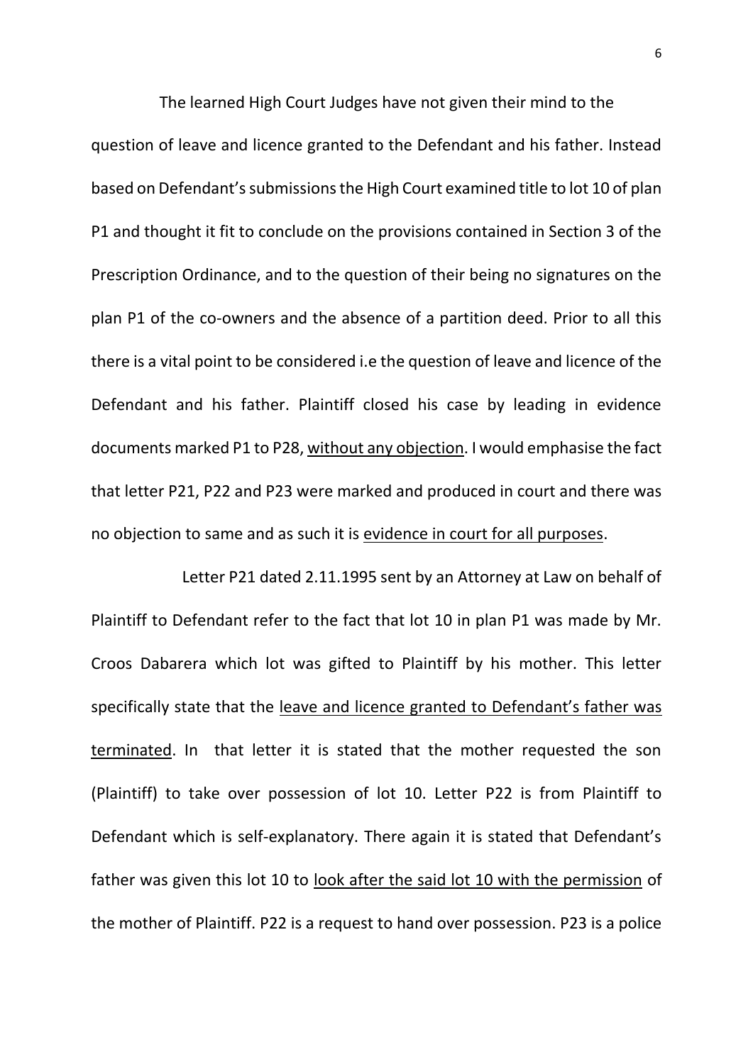The learned High Court Judges have not given their mind to the question of leave and licence granted to the Defendant and his father. Instead based on Defendant's submissions the High Court examined title to lot 10 of plan P1 and thought it fit to conclude on the provisions contained in Section 3 of the Prescription Ordinance, and to the question of their being no signatures on the plan P1 of the co-owners and the absence of a partition deed. Prior to all this there is a vital point to be considered i.e the question of leave and licence of the Defendant and his father. Plaintiff closed his case by leading in evidence documents marked P1 to P28, <u>without any objection</u>. I would emphasise the fact that letter P21, P22 and P23 were marked and produced in court and there was no objection to same and as such it is <u>evidence in court for all purposes</u>.

Letter P21 dated 2.11.1995 sent by an Attorney at Law on behalf of Plaintiff to Defendant refer to the fact that lot 10 in plan P1 was made by Mr. Croos Dabarera which lot was gifted to Plaintiff by his mother. This letter specifically state that the <u>leave and licence granted to Defendant's father was terminated</u>. In that letter it is stated that the mother requested the son (Plaintiff) to take over possession of lot 10. Letter P22 is from Plaintiff to Defendant which is self-explanatory. There again it is stated that Defendant's father was given this lot 10 to <u>look after the said lot 10 with the permission</u> of the mother of Plaintiff. P22 is a request to hand over possession. P23 is a police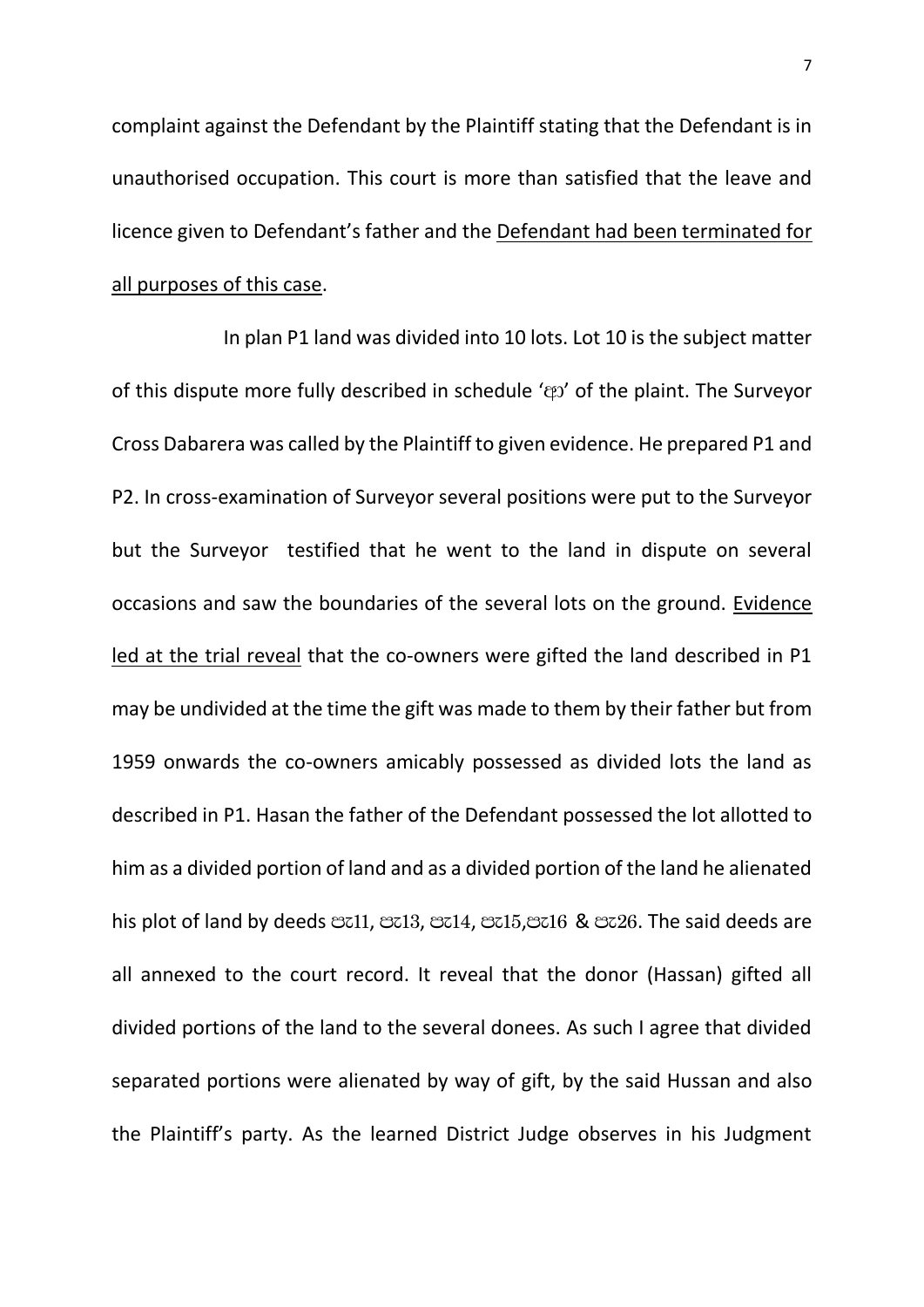complaint against the Defendant by the Plaintiff stating that the Defendant is in unauthorised occupation. This court is more than satisfied that the leave and licence given to Defendant's father and the <u>Defendant had been terminated for all purposes of this case</u>.

In plan P1 land was divided into 10 lots. Lot 10 is the subject matter of this dispute more fully described in schedule 'ආ' of the plaint. The Surveyor Cross Dabarera was called by the Plaintiff to given evidence. He prepared P1 and P2. In cross-examination of Surveyor several positions were put to the Surveyor but the Surveyor testified that he went to the land in dispute on several occasions and saw the boundaries of the several lots on the ground. <u>Evidence led at the trial reveal</u> that the co-owners were gifted the land described in P1 may be undivided at the time the gift was made to them by their father but from 1959 onwards the co-owners amicably possessed as divided lots the land as described in P1. Hasan the father of the Defendant possessed the lot allotted to him as a divided portion of land and as a divided portion of the land he alienated his plot of land by deeds වි11, වි13, වි14, වි15,වි16 & වි26. The said deeds are all annexed to the court record. It reveal that the donor (Hassan) gifted all divided portions of the land to the several donees. As such I agree that divided separated portions were alienated by way of gift, by the said Hussan and also the Plaintiff's party. As the learned District Judge observes in his Judgment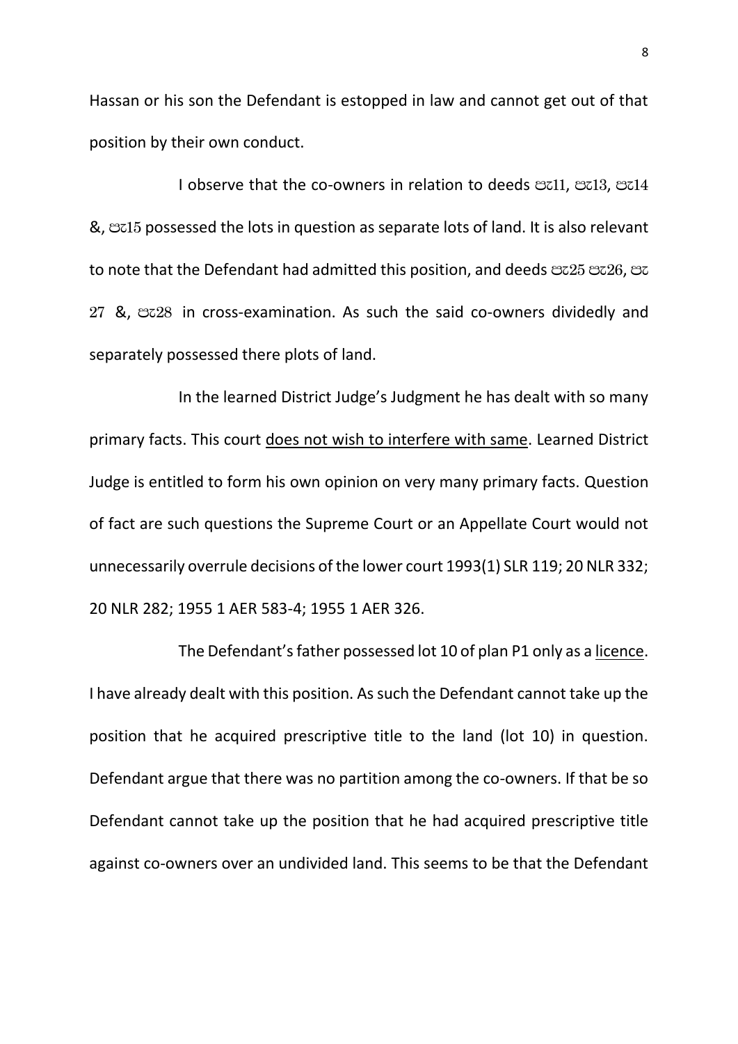Hassan or his son the Defendant is estopped in law and cannot get out of that position by their own conduct.

I observe that the co-owners in relation to deeds පැ11, පැ13, පැ14 &, පැ15 possessed the lots in question as separate lots of land. It is also relevant to note that the Defendant had admitted this position, and deeds පැ25 පැ26, පැ 27 &, පැ28 in cross-examination. As such the said co-owners dividedly and separately possessed there plots of land.

In the learned District Judge's Judgment he has dealt with so many primary facts. This court <u>does not wish to interfere with same</u>. Learned District Judge is entitled to form his own opinion on very many primary facts. Question of fact are such questions the Supreme Court or an Appellate Court would not unnecessarily overrule decisions of the lower court 1993(1) SLR 119; 20 NLR 332; 20 NLR 282; 1955 1 AER 583-4; 1955 1 AER 326.

The Defendant's father possessed lot 10 of plan P1 only as a <u>licence</u>. I have already dealt with this position. As such the Defendant cannot take up the position that he acquired prescriptive title to the land (lot 10) in question. Defendant argue that there was no partition among the co-owners. If that be so Defendant cannot take up the position that he had acquired prescriptive title against co-owners over an undivided land. This seems to be that the Defendant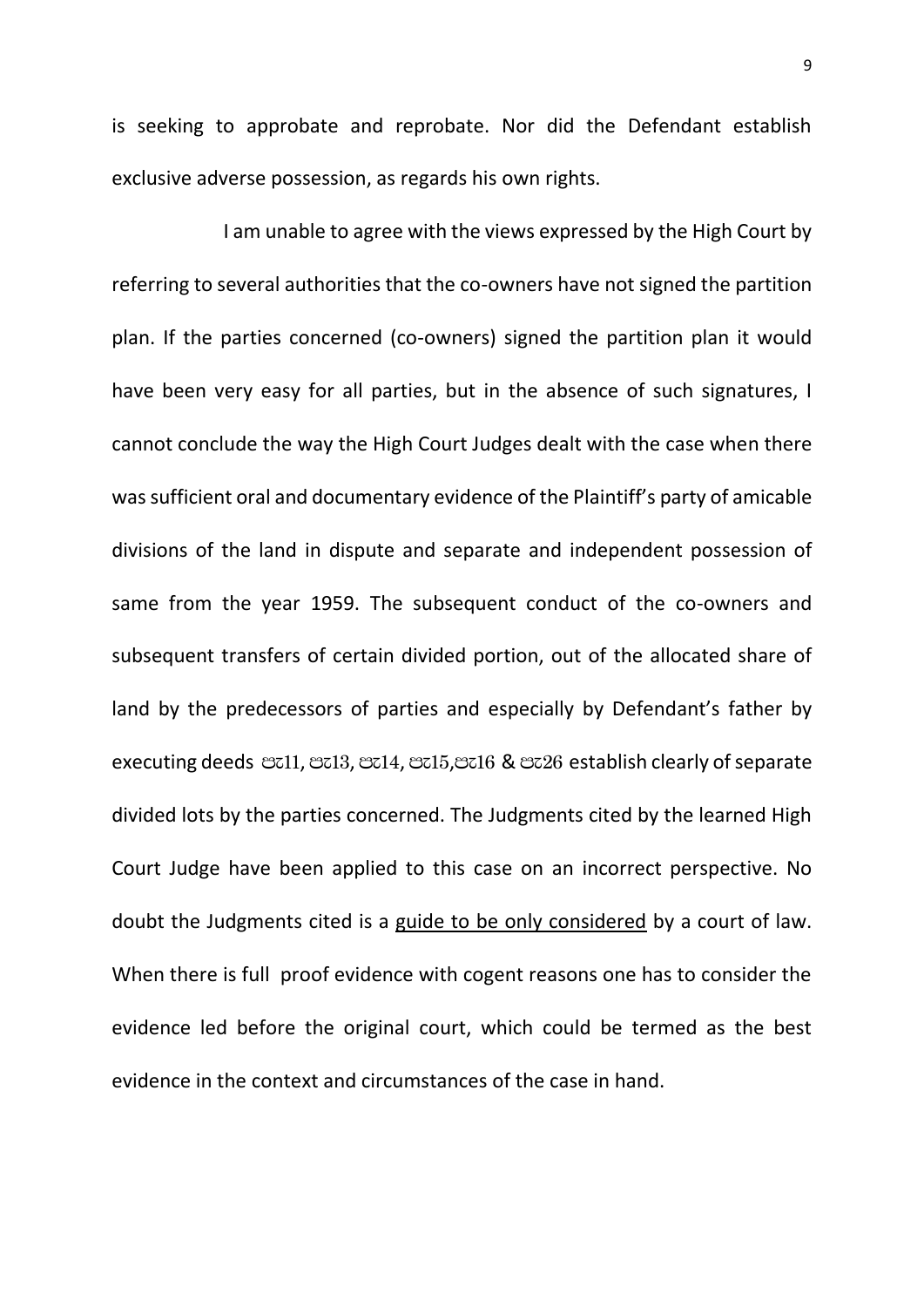is seeking to approbate and reprobate. Nor did the Defendant establish exclusive adverse possession, as regards his own rights.

I am unable to agree with the views expressed by the High Court by referring to several authorities that the co-owners have not signed the partition plan. If the parties concerned (co-owners) signed the partition plan it would have been very easy for all parties, but in the absence of such signatures, I cannot conclude the way the High Court Judges dealt with the case when there was sufficient oral and documentary evidence of the Plaintiff's party of amicable divisions of the land in dispute and separate and independent possession of same from the year 1959. The subsequent conduct of the co-owners and subsequent transfers of certain divided portion, out of the allocated share of land by the predecessors of parties and especially by Defendant's father by executing deeds පැ11, පැ13, පැ14, පැ15,පැ16 & පැ26 establish clearly of separate divided lots by the parties concerned. The Judgments cited by the learned High Court Judge have been applied to this case on an incorrect perspective. No doubt the Judgments cited is a <u>guide to be only considered</u> by a court of law. When there is full proof evidence with cogent reasons one has to consider the evidence led before the original court, which could be termed as the best evidence in the context and circumstances of the case in hand.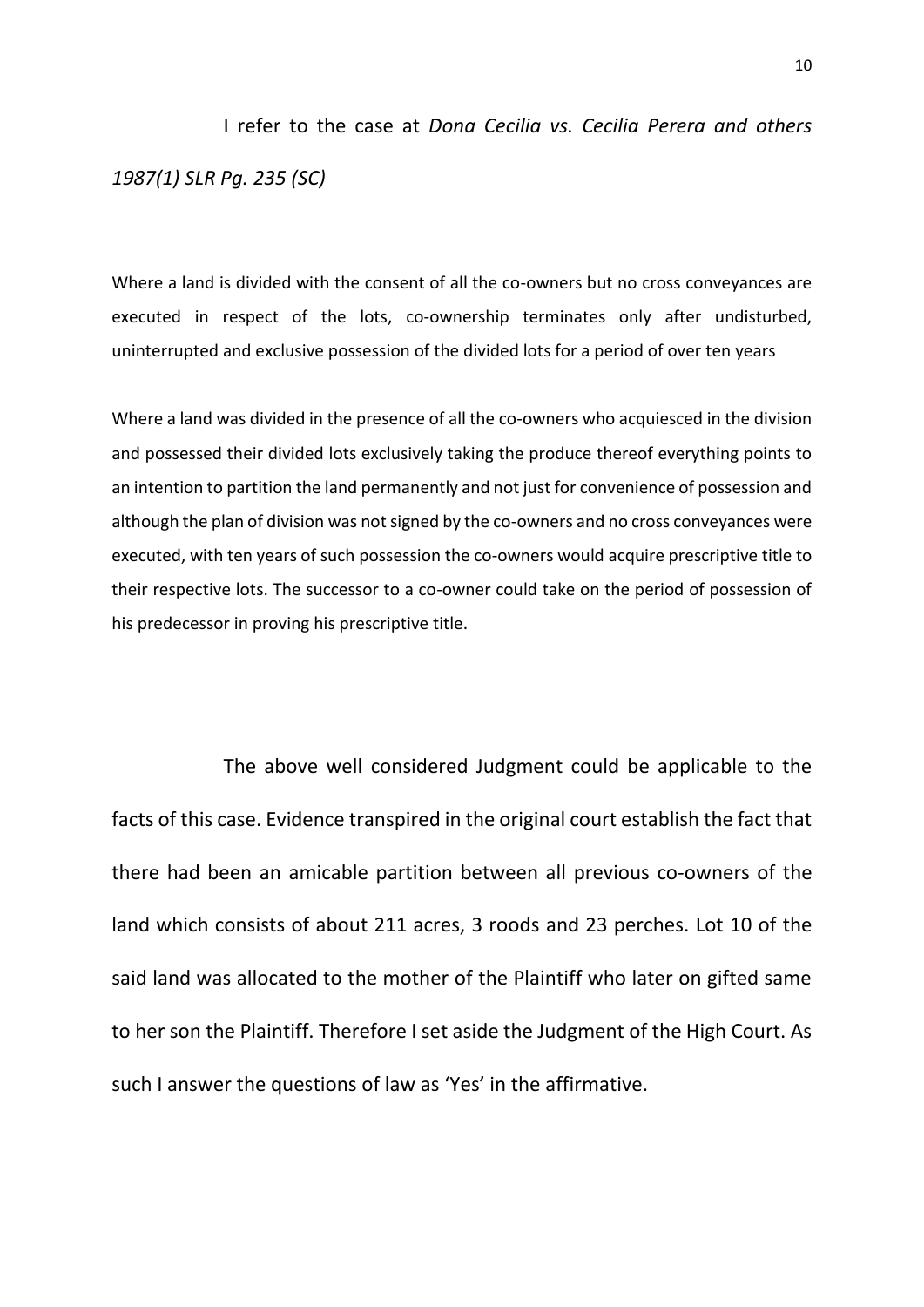I refer to the case at *Dona Cecilia vs. Cecilia Perera and others 1987(1) SLR Pg. 235 (SC)*

Where a land is divided with the consent of all the co-owners but no cross conveyances are executed in respect of the lots, co-ownership terminates only after undisturbed, uninterrupted and exclusive possession of the divided lots for a period of over ten years

Where a land was divided in the presence of all the co-owners who acquiesced in the division and possessed their divided lots exclusively taking the produce thereof everything points to an intention to partition the land permanently and not just for convenience of possession and although the plan of division was not signed by the co-owners and no cross conveyances were executed, with ten years of such possession the co-owners would acquire prescriptive title to their respective lots. The successor to a co-owner could take on the period of possession of his predecessor in proving his prescriptive title.

The above well considered Judgment could be applicable to the facts of this case. Evidence transpired in the original court establish the fact that there had been an amicable partition between all previous co-owners of the land which consists of about 211 acres, 3 roods and 23 perches. Lot 10 of the said land was allocated to the mother of the Plaintiff who later on gifted same to her son the Plaintiff. Therefore I set aside the Judgment of the High Court. As such I answer the questions of law as 'Yes' in the affirmative.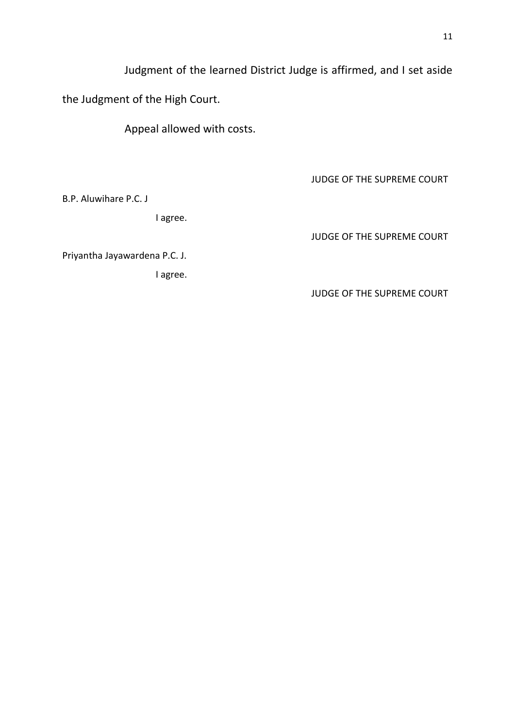Judgment of the learned District Judge is affirmed, and I set aside the Judgment of the High Court.

Appeal allowed with costs.

JUDGE OF THE SUPREME COURT

B.P. Aluwihare P.C. J

I agree.

JUDGE OF THE SUPREME COURT

Priyantha Jayawardena P.C. J.

I agree.

JUDGE OF THE SUPREME COURT